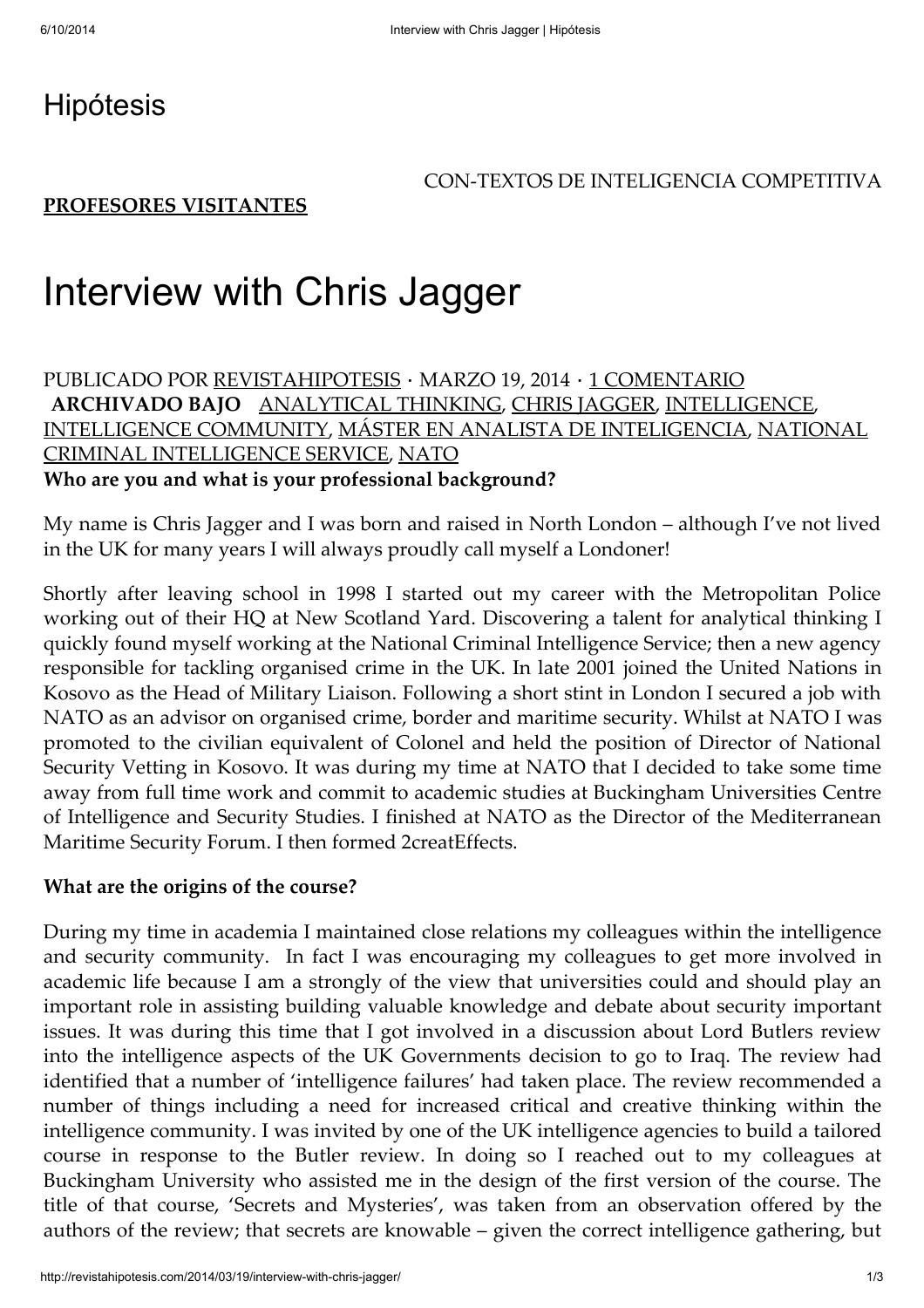# Hipótesis

CON-TEXTOS DE INTELIGENCIA COMPETITIVA

**PROFESORES VISITANTES**

# Interview with Chris Jagger

PUBLICADO POR REVISTAHIPOTESIS · MARZO 19, 2014 · 1 COMENTARIO
**ARCHIVADO BAJO** ANALYTICAL THINKING, CHRIS JAGGER, INTELLIGENCE, INTELLIGENCE COMMUNITY, MÁSTER EN ANALISTA DE INTELIGENCIA, NATIONAL CRIMINAL INTELLIGENCE SERVICE, NATO

**Who are you and what is your professional background?**

My name is Chris Jagger and I was born and raised in North London – although I've not lived in the UK for many years I will always proudly call myself a Londoner!

Shortly after leaving school in 1998 I started out my career with the Metropolitan Police working out of their HQ at New Scotland Yard. Discovering a talent for analytical thinking I quickly found myself working at the National Criminal Intelligence Service; then a new agency responsible for tackling organised crime in the UK. In late 2001 joined the United Nations in Kosovo as the Head of Military Liaison. Following a short stint in London I secured a job with NATO as an advisor on organised crime, border and maritime security. Whilst at NATO I was promoted to the civilian equivalent of Colonel and held the position of Director of National Security Vetting in Kosovo. It was during my time at NATO that I decided to take some time away from full time work and commit to academic studies at Buckingham Universities Centre of Intelligence and Security Studies. I finished at NATO as the Director of the Mediterranean Maritime Security Forum. I then formed 2creatEffects.

**What are the origins of the course?**

During my time in academia I maintained close relations my colleagues within the intelligence and security community. In fact I was encouraging my colleagues to get more involved in academic life because I am a strongly of the view that universities could and should play an important role in assisting building valuable knowledge and debate about security important issues. It was during this time that I got involved in a discussion about Lord Butlers review into the intelligence aspects of the UK Governments decision to go to Iraq. The review had identified that a number of 'intelligence failures' had taken place. The review recommended a number of things including a need for increased critical and creative thinking within the intelligence community. I was invited by one of the UK intelligence agencies to build a tailored course in response to the Butler review. In doing so I reached out to my colleagues at Buckingham University who assisted me in the design of the first version of the course. The title of that course, 'Secrets and Mysteries', was taken from an observation offered by the authors of the review; that secrets are knowable – given the correct intelligence gathering, but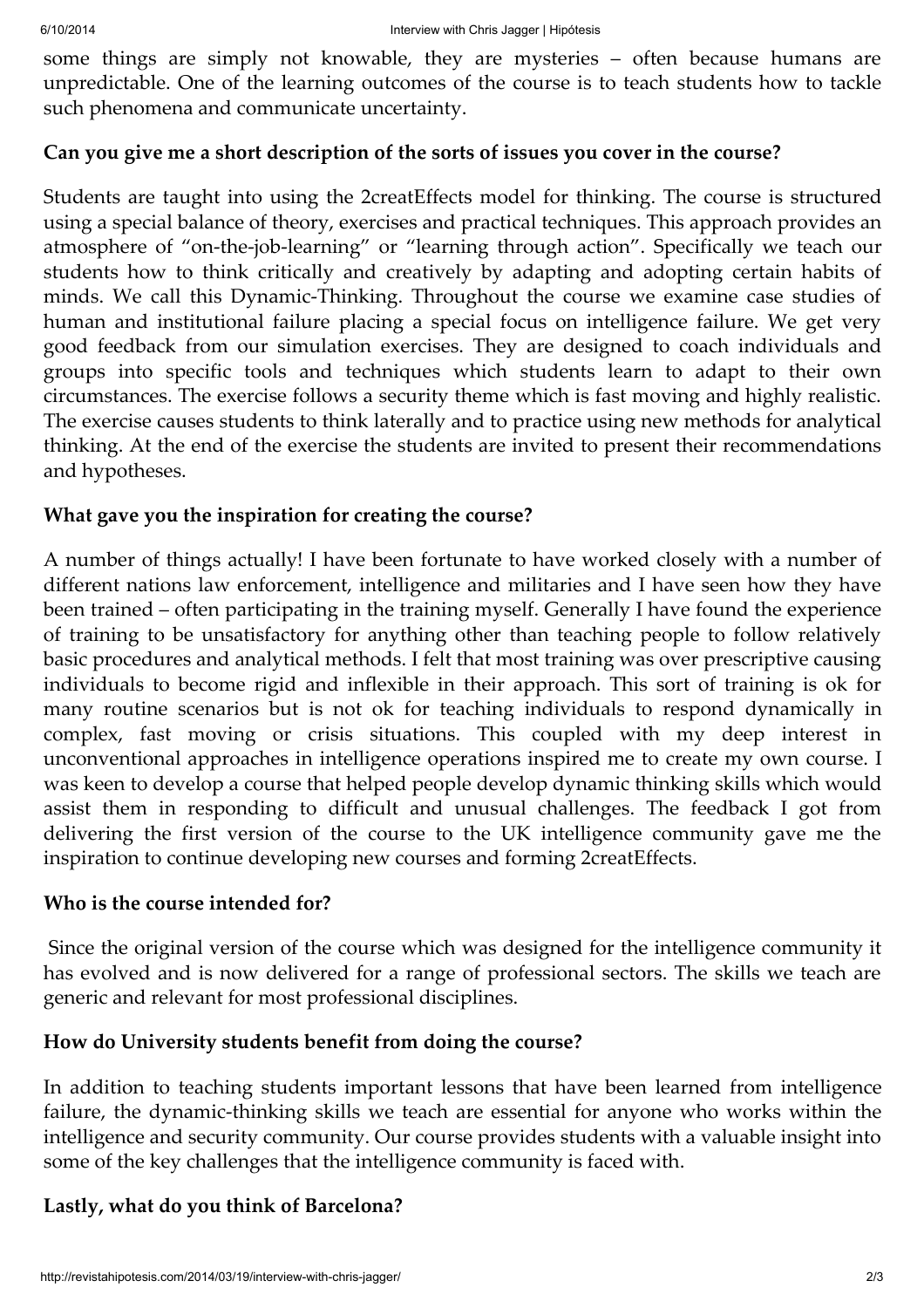some things are simply not knowable, they are mysteries – often because humans are unpredictable. One of the learning outcomes of the course is to teach students how to tackle such phenomena and communicate uncertainty.

**Can you give me a short description of the sorts of issues you cover in the course?**

Students are taught into using the 2creatEffects model for thinking. The course is structured using a special balance of theory, exercises and practical techniques. This approach provides an atmosphere of "on-the-job-learning" or "learning through action". Specifically we teach our students how to think critically and creatively by adapting and adopting certain habits of minds. We call this Dynamic-Thinking. Throughout the course we examine case studies of human and institutional failure placing a special focus on intelligence failure. We get very good feedback from our simulation exercises. They are designed to coach individuals and groups into specific tools and techniques which students learn to adapt to their own circumstances. The exercise follows a security theme which is fast moving and highly realistic. The exercise causes students to think laterally and to practice using new methods for analytical thinking. At the end of the exercise the students are invited to present their recommendations and hypotheses.

**What gave you the inspiration for creating the course?**

A number of things actually! I have been fortunate to have worked closely with a number of different nations law enforcement, intelligence and militaries and I have seen how they have been trained – often participating in the training myself. Generally I have found the experience of training to be unsatisfactory for anything other than teaching people to follow relatively basic procedures and analytical methods. I felt that most training was over prescriptive causing individuals to become rigid and inflexible in their approach. This sort of training is ok for many routine scenarios but is not ok for teaching individuals to respond dynamically in complex, fast moving or crisis situations. This coupled with my deep interest in unconventional approaches in intelligence operations inspired me to create my own course. I was keen to develop a course that helped people develop dynamic thinking skills which would assist them in responding to difficult and unusual challenges. The feedback I got from delivering the first version of the course to the UK intelligence community gave me the inspiration to continue developing new courses and forming 2creatEffects.

**Who is the course intended for?**

Since the original version of the course which was designed for the intelligence community it has evolved and is now delivered for a range of professional sectors. The skills we teach are generic and relevant for most professional disciplines.

**How do University students benefit from doing the course?**

In addition to teaching students important lessons that have been learned from intelligence failure, the dynamic-thinking skills we teach are essential for anyone who works within the intelligence and security community. Our course provides students with a valuable insight into some of the key challenges that the intelligence community is faced with.

**Lastly, what do you think of Barcelona?**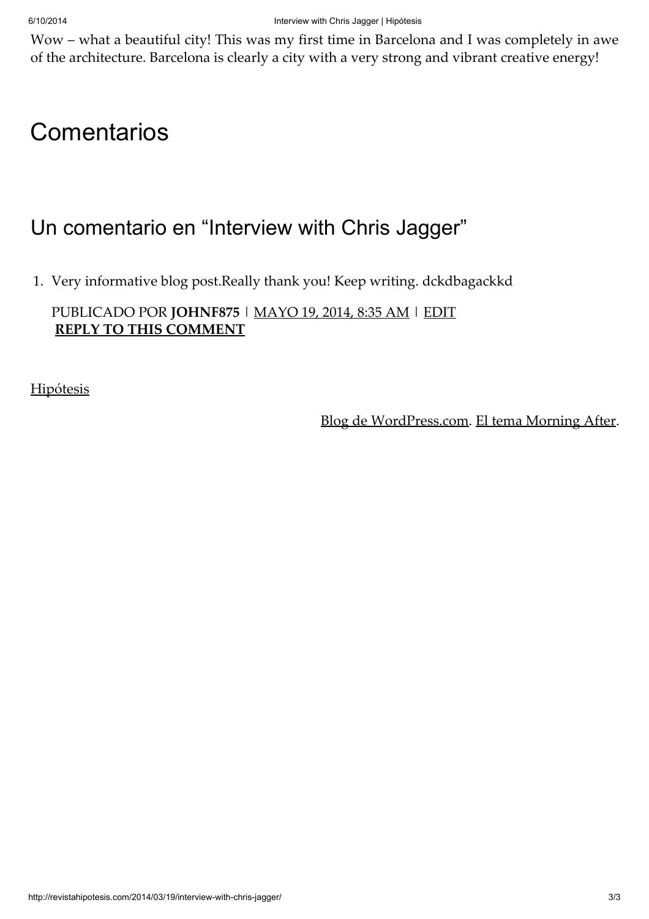Wow – what a beautiful city! This was my first time in Barcelona and I was completely in awe of the architecture. Barcelona is clearly a city with a very strong and vibrant creative energy!

# Comentarios

## Un comentario en “Interview with Chris Jagger”

1. Very informative blog post.Really thank you! Keep writing. dckdbagackkd

   PUBLICADO POR **JOHNF875** | MAYO 19, 2014, 8:35 AM | EDIT
   **REPLY TO THIS COMMENT**

Hipótesis

Blog de WordPress.com. El tema Morning After.